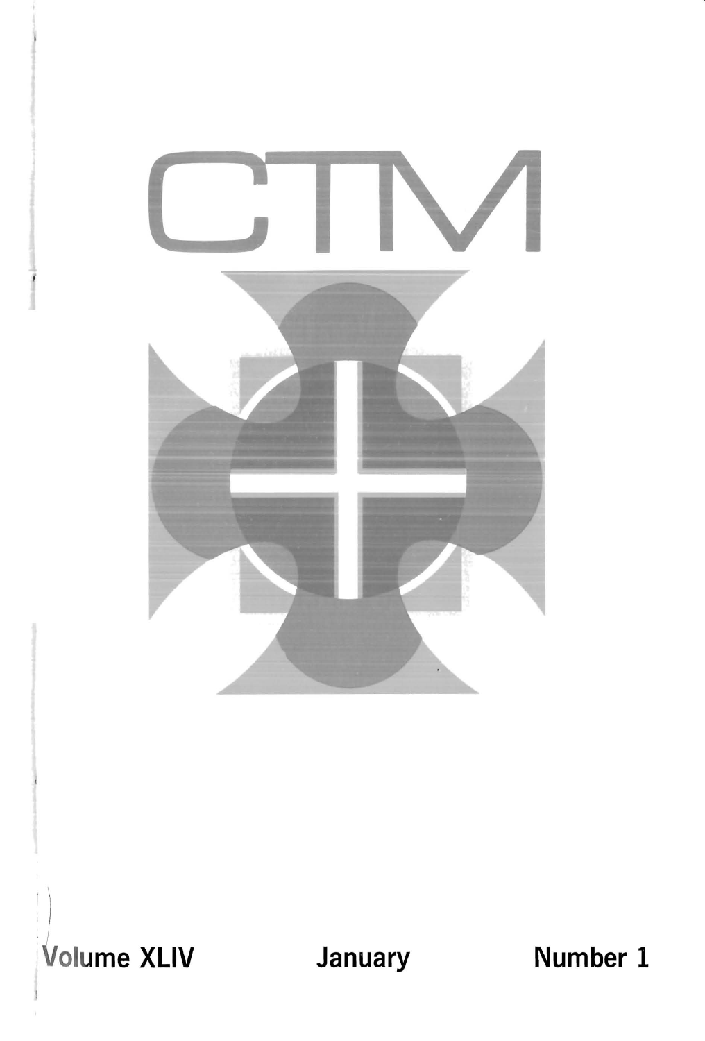# CTM

Volume XLIV January Number 1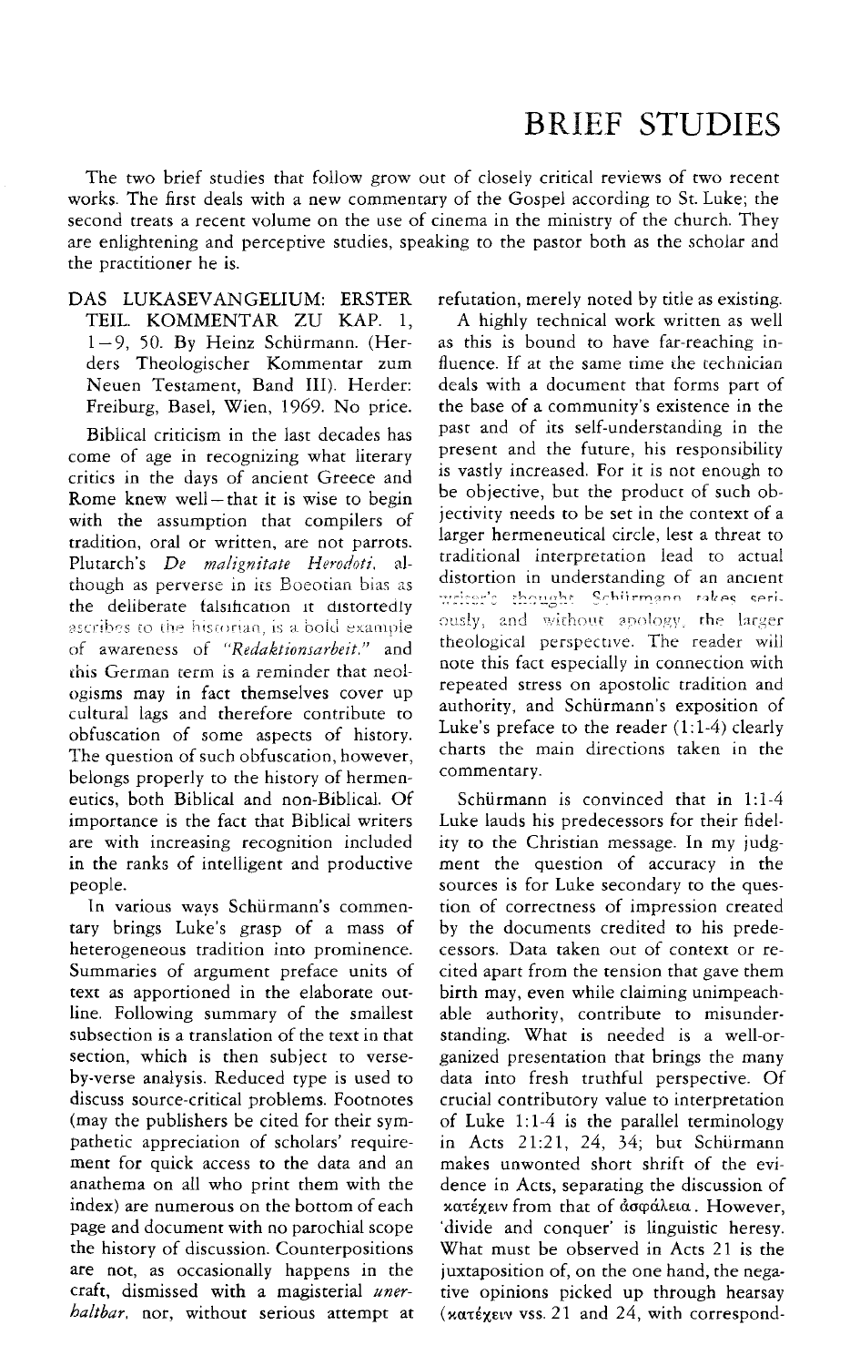# BRIEF STUDIES

The two brief studies that follow grow out of closely critical reviews of two recent works. The first deals with a new commentary of the Gospel according to St. Luke; the second treats a recent volume on the use of cinema in the ministry of the church. They are enlightening and perceptive studies, speaking to the pastor both as the scholar and the practitioner he is.

DAS LUKASEVANGELIUM: ERSTER TEIL. KOMMENTAR ZU KAP. 1, 1–9, 50. By Heinz Schürmann. (Herders Theologischer Kommentar zum Neuen Testament, Band III). Herder: Freiburg, Basel, Wien, 1969. No price.

Biblical criticism in the last decades has come of age in recognizing what literary critics in the days of ancient Greece and Rome knew well—that it is wise to begin with the assumption that compilers of tradition, oral or written, are not parrots. Plutarch's *De malignitate Herodoti*, although as perverse in its Boeotian bias as the deliberate falsification it distortedly ascribes to the historian, is a bold example of awareness of *"Redaktionsarbeit,"* and this German term is a reminder that neologisms may in fact themselves cover up cultural lags and therefore contribute to obfuscation of some aspects of history. The question of such obfuscation, however, belongs properly to the history of hermeneutics, both Biblical and non-Biblical. Of importance is the fact that Biblical writers are with increasing recognition included in the ranks of intelligent and productive people.

In various ways Schürmann's commentary brings Luke's grasp of a mass of heterogeneous tradition into prominence. Summaries of argument preface units of text as apportioned in the elaborate outline. Following summary of the smallest subsection is a translation of the text in that section, which is then subject to verse-by-verse analysis. Reduced type is used to discuss source-critical problems. Footnotes (may the publishers be cited for their sympathetic appreciation of scholars' requirement for quick access to the data and an anathema on all who print them with the index) are numerous on the bottom of each page and document with no parochial scope the history of discussion. Counterpositions are not, as occasionally happens in the craft, dismissed with a magisterial *unerhaltbar*, nor, without serious attempt at refutation, merely noted by title as existing.

A highly technical work written as well as this is bound to have far-reaching influence. If at the same time the technician deals with a document that forms part of the base of a community's existence in the past and of its self-understanding in the present and the future, his responsibility is vastly increased. For it is not enough to be objective, but the product of such objectivity needs to be set in the context of a larger hermeneutical circle, lest a threat to traditional interpretation lead to actual distortion in understanding of an ancient writer's thought. Schürmann takes seriously, and without apology, the larger theological perspective. The reader will note this fact especially in connection with repeated stress on apostolic tradition and authority, and Schürmann's exposition of Luke's preface to the reader (1:1-4) clearly charts the main directions taken in the commentary.

Schürmann is convinced that in 1:1-4 Luke lauds his predecessors for their fidelity to the Christian message. In my judgment the question of accuracy in the sources is for Luke secondary to the question of correctness of impression created by the documents credited to his predecessors. Data taken out of context or recited apart from the tension that gave them birth may, even while claiming unimpeachable authority, contribute to misunderstanding. What is needed is a well-organized presentation that brings the many data into fresh truthful perspective. Of crucial contributory value to interpretation of Luke 1:1-4 is the parallel terminology in Acts 21:21, 24, 34; but Schürmann makes unwonted short shrift of the evidence in Acts, separating the discussion of κατέχειν from that of ἀσφάλεια. However, 'divide and conquer' is linguistic heresy. What must be observed in Acts 21 is the juxtaposition of, on the one hand, the negative opinions picked up through hearsay (κατέχειν vss. 21 and 24, with correspond-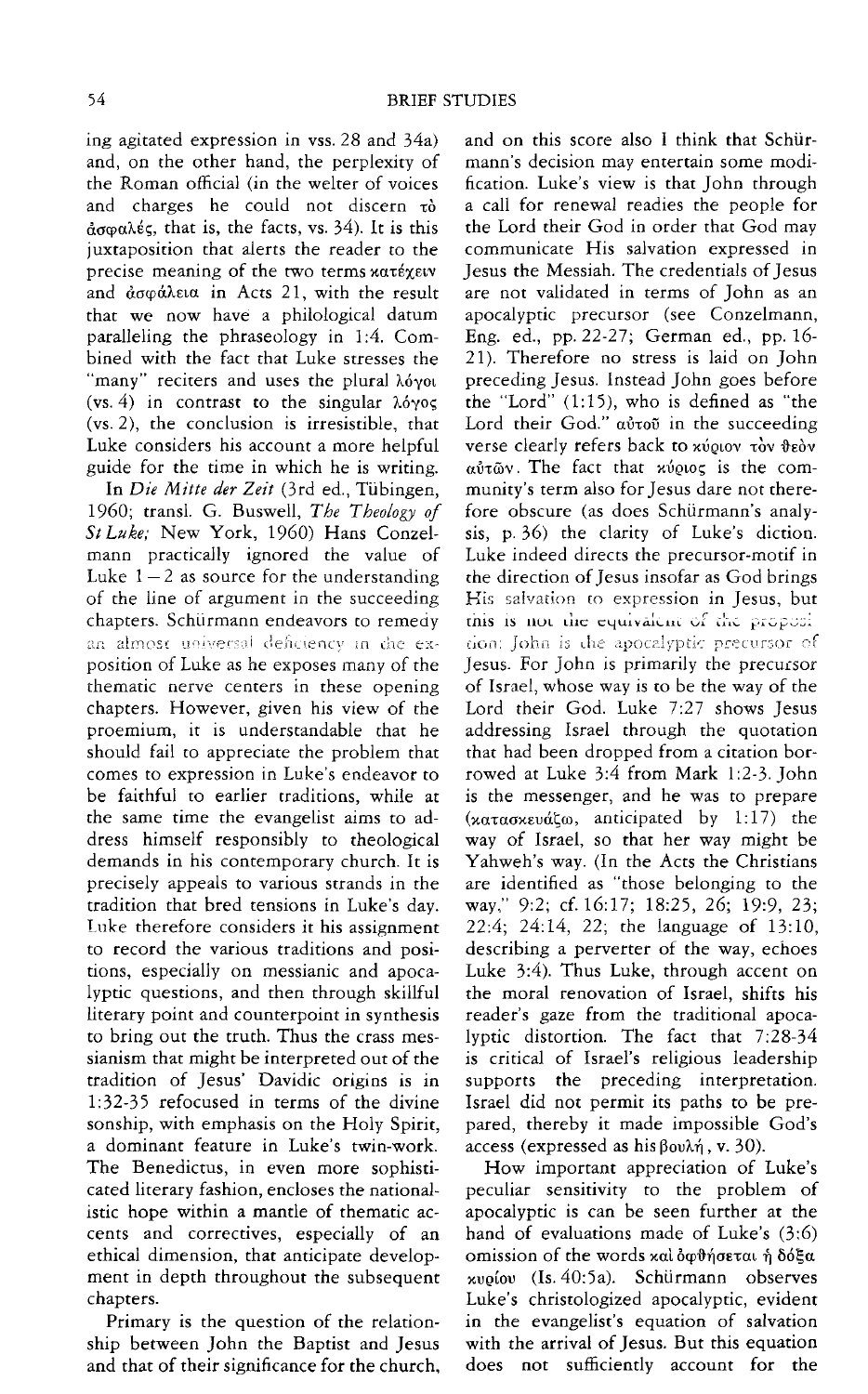ing agitated expression in vss. 28 and 34a) and, on the other hand, the perplexity of the Roman official (in the welter of voices and charges he could not discern τὸ ἀσφαλές, that is, the facts, vs. 34). It is this juxtaposition that alerts the reader to the precise meaning of the two terms κατέχειν and ἀσφάλεια in Acts 21, with the result that we now have a philological datum paralleling the phraseology in 1:4. Combined with the fact that Luke stresses the "many" reciters and uses the plural λόγοι (vs. 4) in contrast to the singular λόγος (vs. 2), the conclusion is irresistible, that Luke considers his account a more helpful guide for the time in which he is writing.

In *Die Mitte der Zeit* (3rd ed., Tübingen, 1960; transl. G. Buswell, *The Theology of St Luke;* New York, 1960) Hans Conzelmann practically ignored the value of Luke 1–2 as source for the understanding of the line of argument in the succeeding chapters. Schürmann endeavors to remedy an almost universal deficiency in the exposition of Luke as he exposes many of the thematic nerve centers in these opening chapters. However, given his view of the proemium, it is understandable that he should fail to appreciate the problem that comes to expression in Luke's endeavor to be faithful to earlier traditions, while at the same time the evangelist aims to address himself responsibly to theological demands in his contemporary church. It is precisely appeals to various strands in the tradition that bred tensions in Luke's day. Luke therefore considers it his assignment to record the various traditions and positions, especially on messianic and apocalyptic questions, and then through skillful literary point and counterpoint in synthesis to bring out the truth. Thus the crass messianism that might be interpreted out of the tradition of Jesus' Davidic origins is in 1:32-35 refocused in terms of the divine sonship, with emphasis on the Holy Spirit, a dominant feature in Luke's twin-work. The Benedictus, in even more sophisticated literary fashion, encloses the nationalistic hope within a mantle of thematic accents and correctives, especially of an ethical dimension, that anticipate development in depth throughout the subsequent chapters.

Primary is the question of the relationship between John the Baptist and Jesus and that of their significance for the church, and on this score also I think that Schürmann's decision may entertain some modification. Luke's view is that John through a call for renewal readies the people for the Lord their God in order that God may communicate His salvation expressed in Jesus the Messiah. The credentials of Jesus are not validated in terms of John as an apocalyptic precursor (see Conzelmann, Eng. ed., pp. 22-27; German ed., pp. 16-21). Therefore no stress is laid on John preceding Jesus. Instead John goes before the "Lord" (1:15), who is defined as "the Lord their God." αὐτοῦ in the succeeding verse clearly refers back to κύριον τὸν θεὸν αὐτῶν. The fact that κύριος is the community's term also for Jesus dare not therefore obscure (as does Schürmann's analysis, p. 36) the clarity of Luke's diction. Luke indeed directs the precursor-motif in the direction of Jesus insofar as God brings His salvation to expression in Jesus, but this is not the equivalent of the proposition: John is the apocalyptic precursor of Jesus. For John is primarily the precursor of Israel, whose way is to be the way of the Lord their God. Luke 7:27 shows Jesus addressing Israel through the quotation that had been dropped from a citation borrowed at Luke 3:4 from Mark 1:2-3. John is the messenger, and he was to prepare (κατασκευάζω, anticipated by 1:17) the way of Israel, so that her way might be Yahweh's way. (In the Acts the Christians are identified as "those belonging to the way," 9:2; cf. 16:17; 18:25, 26; 19:9, 23; 22:4; 24:14, 22; the language of 13:10, describing a perverter of the way, echoes Luke 3:4). Thus Luke, through accent on the moral renovation of Israel, shifts his reader's gaze from the traditional apocalyptic distortion. The fact that 7:28-34 is critical of Israel's religious leadership supports the preceding interpretation. Israel did not permit its paths to be prepared, thereby it made impossible God's access (expressed as his βουλή, v. 30).

How important appreciation of Luke's peculiar sensitivity to the problem of apocalyptic is can be seen further at the hand of evaluations made of Luke's (3:6) omission of the words καὶ ὀφθήσεται ἡ δόξα κυρίου (Is. 40:5a). Schürmann observes Luke's christologized apocalyptic, evident in the evangelist's equation of salvation with the arrival of Jesus. But this equation does not sufficiently account for the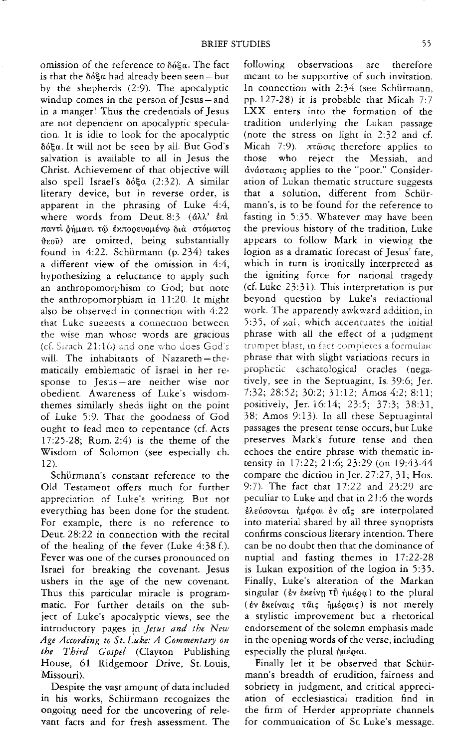omission of the reference to δόξα. The fact is that the δόξα had already been seen—but by the shepherds (2:9). The apocalyptic windup comes in the person of Jesus—and in a manger! Thus the credentials of Jesus are not dependent on apocalyptic speculation. It is idle to look for the apocalyptic δόξα. It will not be seen by all. But God's salvation is available to all in Jesus the Christ. Achievement of that objective will also spell Israel's δόξα (2:32). A similar literary device, but in reverse order, is apparent in the phrasing of Luke 4:4, where words from Deut. 8:3 (ἀλλ' ἐπὶ παντὶ ῥήματι τῷ ἐκπορευομένῳ διὰ στόματος θεοῦ) are omitted, being substantially found in 4:22. Schürmann (p. 234) takes a different view of the omission in 4:4, hypothesizing a reluctance to apply such an anthropomorphism to God; but note the anthropomorphism in 11:20. It might also be observed in connection with 4:22 that Luke suggests a connection between the wise man whose words are gracious (cf. Sirach 21:16) and one who does God's will. The inhabitants of Nazareth—thematically emblematic of Israel in her response to Jesus—are neither wise nor obedient. Awareness of Luke's wisdom-themes similarly sheds light on the point of Luke 5:9. That the goodness of God ought to lead men to repentance (cf. Acts 17:25-28; Rom. 2:4) is the theme of the Wisdom of Solomon (see especially ch. 12).

Schürmann's constant reference to the Old Testament offers much for further appreciation of Luke's writing. But not everything has been done for the student. For example, there is no reference to Deut. 28:22 in connection with the recital of the healing of the fever (Luke 4:38 f.). Fever was one of the curses pronounced on Israel for breaking the covenant. Jesus ushers in the age of the new covenant. Thus this particular miracle is programmatic. For further details on the subject of Luke's apocalyptic views, see the introductory pages in *Jesus and the New Age According to St. Luke: A Commentary on the Third Gospel* (Clayton Publishing House, 61 Ridgemoor Drive, St. Louis, Missouri).

Despite the vast amount of data included in his works, Schürmann recognizes the ongoing need for the uncovering of relevant facts and for fresh assessment. The following observations are therefore meant to be supportive of such invitation. In connection with 2:34 (see Schürmann, pp. 127-28) it is probable that Micah 7:7 LXX enters into the formation of the tradition underlying the Lukan passage (note the stress on light in 2:32 and cf. Micah 7:9). πτῶσις therefore applies to those who reject the Messiah, and ἀνάστασις applies to the "poor." Consideration of Lukan thematic structure suggests that a solution, different from Schürmann's, is to be found for the reference to fasting in 5:35. Whatever may have been the previous history of the tradition, Luke appears to follow Mark in viewing the logion as a dramatic forecast of Jesus' fate, which in turn is ironically interpreted as the igniting force for national tragedy (cf. Luke 23:31). This interpretation is put beyond question by Luke's redactional work. The apparently awkward addition, in 5:35, of καί, which accentuates the initial phrase with all the effect of a judgment trumpet blast, in fact completes a formulaic phrase that with slight variations recurs in prophetic eschatological oracles (negatively, see in the Septuagint, Is. 39:6; Jer. 7:32; 28:52; 30:2; 31:12; Amos 4:2; 8:11; positively, Jer. 16:14; 23:5; 37:3; 38:31, 38; Amos 9:13). In all these Septuagintal passages the present tense occurs, but Luke preserves Mark's future tense and then echoes the entire phrase with thematic intensity in 17:22; 21:6; 23:29 (on 19:43-44 compare the diction in Jer. 27:27, 31; Hos. 9:7). The fact that 17:22 and 23:29 are peculiar to Luke and that in 21:6 the words ἐλεύσονται ἡμέραι ἐν αἷς are interpolated into material shared by all three synoptists confirms conscious literary intention. There can be no doubt then that the dominance of nuptial and fasting themes in 17:22-28 is Lukan exposition of the logion in 5:35. Finally, Luke's alteration of the Markan singular (ἐν ἐκείνῃ τῇ ἡμέρᾳ) to the plural (ἐν ἐκείναις ταῖς ἡμέραις) is not merely a stylistic improvement but a rhetorical endorsement of the solemn emphasis made in the opening words of the verse, including especially the plural ἡμέραι.

Finally let it be observed that Schürmann's breadth of erudition, fairness and sobriety in judgment, and critical appreciation of ecclesiastical tradition find in the firm of Herder appropriate channels for communication of St. Luke's message.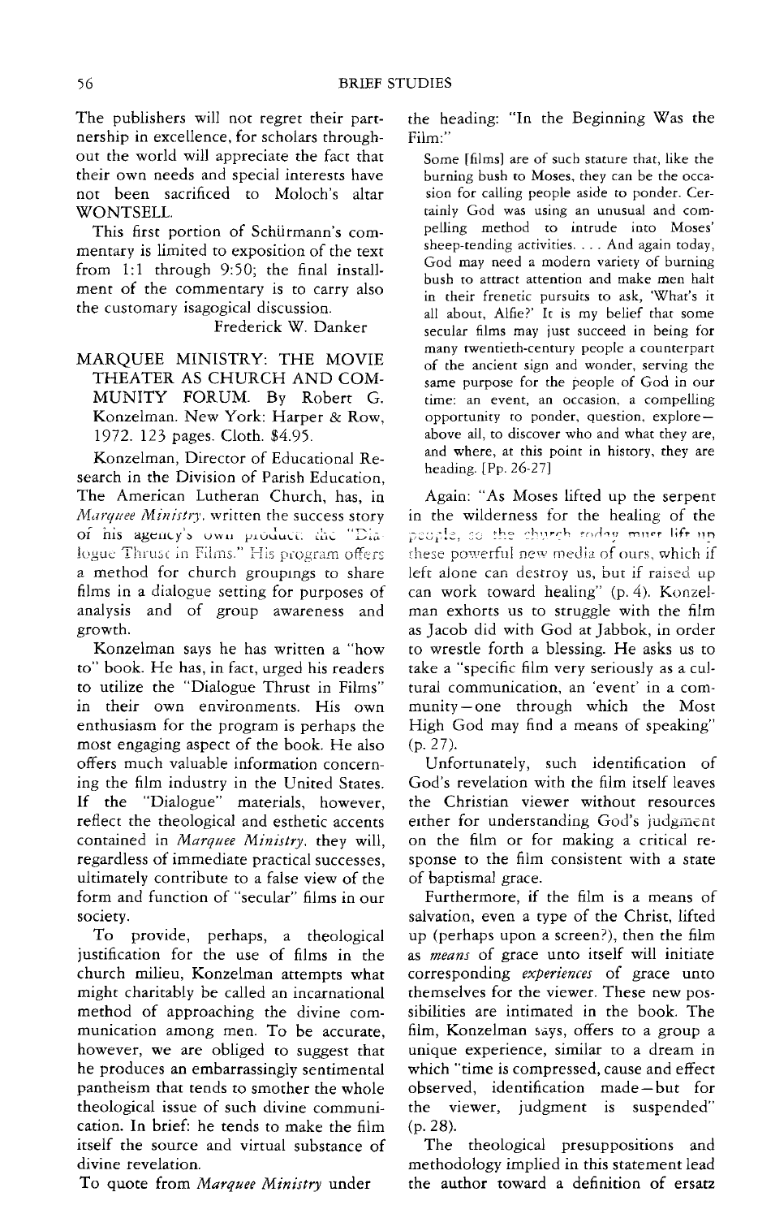The publishers will not regret their partnership in excellence, for scholars throughout the world will appreciate the fact that their own needs and special interests have not been sacrificed to Moloch's altar WONTSELL.

This first portion of Schürmann's commentary is limited to exposition of the text from 1:1 through 9:50; the final installment of the commentary is to carry also the customary isagogical discussion.

Frederick W. Danker

MARQUEE MINISTRY: THE MOVIE THEATER AS CHURCH AND COMMUNITY FORUM. By Robert G. Konzelman. New York: Harper & Row, 1972. 123 pages. Cloth. $4.95.

Konzelman, Director of Educational Research in the Division of Parish Education, The American Lutheran Church, has, in *Marquee Ministry,* written the success story of his agency's own product: the "Dialogue Thrust in Films." His program offers a method for church groupings to share films in a dialogue setting for purposes of analysis and of group awareness and growth.

Konzelman says he has written a "how to" book. He has, in fact, urged his readers to utilize the "Dialogue Thrust in Films" in their own environments. His own enthusiasm for the program is perhaps the most engaging aspect of the book. He also offers much valuable information concerning the film industry in the United States. If the "Dialogue" materials, however, reflect the theological and esthetic accents contained in *Marquee Ministry,* they will, regardless of immediate practical successes, ultimately contribute to a false view of the form and function of "secular" films in our society.

To provide, perhaps, a theological justification for the use of films in the church milieu, Konzelman attempts what might charitably be called an incarnational method of approaching the divine communication among men. To be accurate, however, we are obliged to suggest that he produces an embarrassingly sentimental pantheism that tends to smother the whole theological issue of such divine communication. In brief: he tends to make the film itself the source and virtual substance of divine revelation.

To quote from *Marquee Ministry* under the heading: "In the Beginning Was the Film:"

> Some [films] are of such stature that, like the burning bush to Moses, they can be the occasion for calling people aside to ponder. Certainly God was using an unusual and compelling method to intrude into Moses' sheep-tending activities. . . . And again today, God may need a modern variety of burning bush to attract attention and make men halt in their frenetic pursuits to ask, 'What's it all about, Alfie?' It is my belief that some secular films may just succeed in being for many twentieth-century people a counterpart of the ancient sign and wonder, serving the same purpose for the people of God in our time: an event, an occasion, a compelling opportunity to ponder, question, explore—above all, to discover who and what they are, and where, at this point in history, they are heading. [Pp. 26-27]

Again: "As Moses lifted up the serpent in the wilderness for the healing of the people, so the church today must lift up these powerful new media of ours, which if left alone can destroy us, but if raised up can work toward healing" (p. 4). Konzelman exhorts us to struggle with the film as Jacob did with God at Jabbok, in order to wrestle forth a blessing. He asks us to take a "specific film very seriously as a cultural communication, an 'event' in a community—one through which the Most High God may find a means of speaking" (p. 27).

Unfortunately, such identification of God's revelation with the film itself leaves the Christian viewer without resources either for understanding God's judgment on the film or for making a critical response to the film consistent with a state of baptismal grace.

Furthermore, if the film is a means of salvation, even a type of the Christ, lifted up (perhaps upon a screen?), then the film as *means* of grace unto itself will initiate corresponding *experiences* of grace unto themselves for the viewer. These new possibilities are intimated in the book. The film, Konzelman says, offers to a group a unique experience, similar to a dream in which "time is compressed, cause and effect observed, identification made—but for the viewer, judgment is suspended" (p. 28).

The theological presuppositions and methodology implied in this statement lead the author toward a definition of ersatz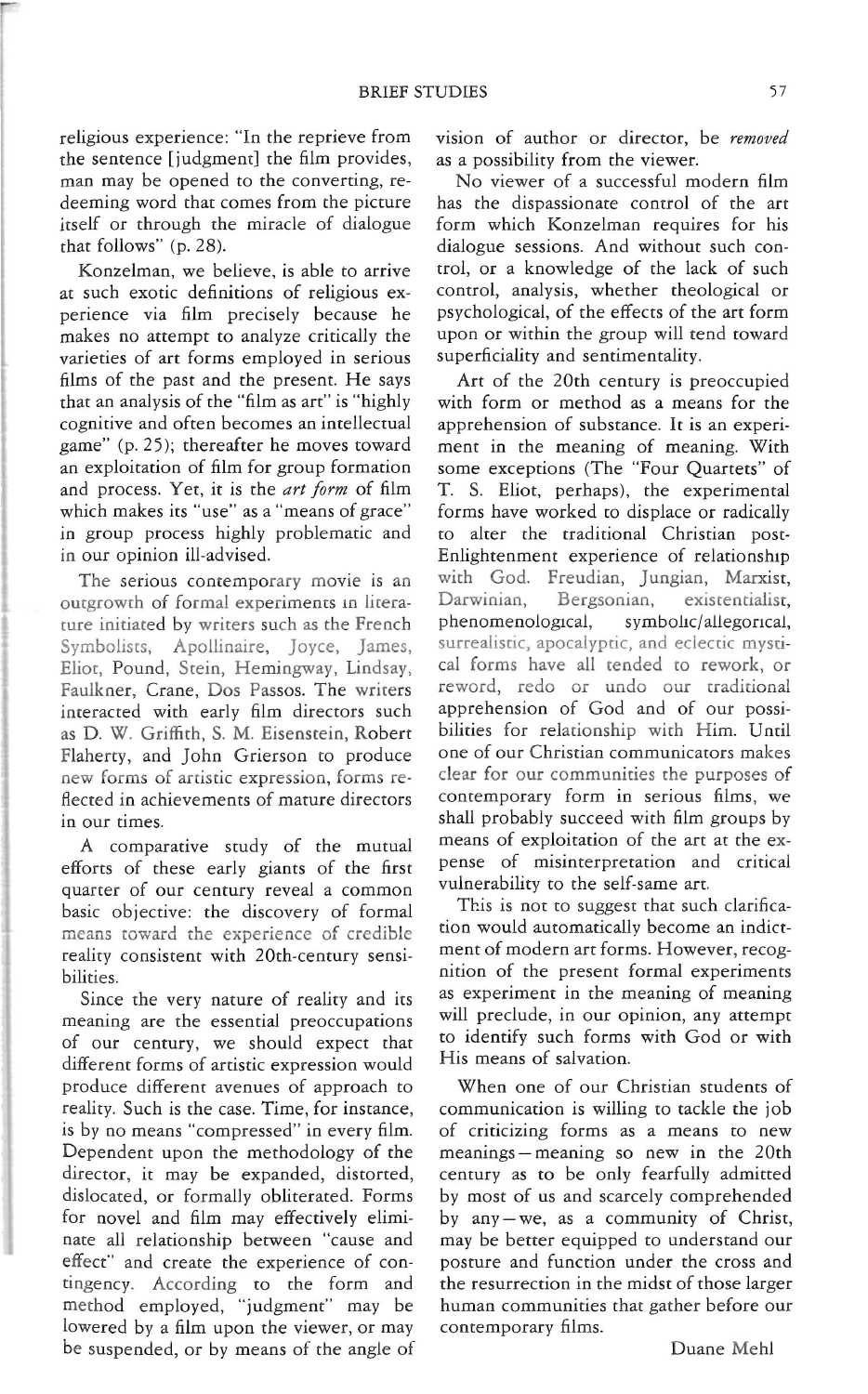religious experience: "In the reprieve from the sentence [judgment] the film provides, man may be opened to the converting, redeeming word that comes from the picture itself or through the miracle of dialogue that follows" (p. 28).

Konzelman, we believe, is able to arrive at such exotic definitions of religious experience via film precisely because he makes no attempt to analyze critically the varieties of art forms employed in serious films of the past and the present. He says that an analysis of the "film as art" is "highly cognitive and often becomes an intellectual game" (p. 25); thereafter he moves toward an exploitation of film for group formation and process. Yet, it is the *art form* of film which makes its "use" as a "means of grace" in group process highly problematic and in our opinion ill-advised.

The serious contemporary movie is an outgrowth of formal experiments in literature initiated by writers such as the French Symbolists, Apollinaire, Joyce, James, Eliot, Pound, Stein, Hemingway, Lindsay, Faulkner, Crane, Dos Passos. The writers interacted with early film directors such as D. W. Griffith, S. M. Eisenstein, Robert Flaherty, and John Grierson to produce new forms of artistic expression, forms reflected in achievements of mature directors in our times.

A comparative study of the mutual efforts of these early giants of the first quarter of our century reveal a common basic objective: the discovery of formal means toward the experience of credible reality consistent with 20th-century sensibilities.

Since the very nature of reality and its meaning are the essential preoccupations of our century, we should expect that different forms of artistic expression would produce different avenues of approach to reality. Such is the case. Time, for instance, is by no means "compressed" in every film. Dependent upon the methodology of the director, it may be expanded, distorted, dislocated, or formally obliterated. Forms for novel and film may effectively eliminate all relationship between "cause and effect" and create the experience of contingency. According to the form and method employed, "judgment" may be lowered by a film upon the viewer, or may be suspended, or by means of the angle of vision of author or director, be *removed* as a possibility from the viewer.

No viewer of a successful modern film has the dispassionate control of the art form which Konzelman requires for his dialogue sessions. And without such control, or a knowledge of the lack of such control, analysis, whether theological or psychological, of the effects of the art form upon or within the group will tend toward superficiality and sentimentality.

Art of the 20th century is preoccupied with form or method as a means for the apprehension of substance. It is an experiment in the meaning of meaning. With some exceptions (The "Four Quartets" of T. S. Eliot, perhaps), the experimental forms have worked to displace or radically to alter the traditional Christian post-Enlightenment experience of relationship with God. Freudian, Jungian, Marxist, Darwinian, Bergsonian, existentialist, phenomenological, symbolic/allegorical, surrealistic, apocalyptic, and eclectic mystical forms have all tended to rework, or reword, redo or undo our traditional apprehension of God and of our possibilities for relationship with Him. Until one of our Christian communicators makes clear for our communities the purposes of contemporary form in serious films, we shall probably succeed with film groups by means of exploitation of the art at the expense of misinterpretation and critical vulnerability to the self-same art.

This is not to suggest that such clarification would automatically become an indictment of modern art forms. However, recognition of the present formal experiments as experiment in the meaning of meaning will preclude, in our opinion, any attempt to identify such forms with God or with His means of salvation.

When one of our Christian students of communication is willing to tackle the job of criticizing forms as a means to new meanings—meaning so new in the 20th century as to be only fearfully admitted by most of us and scarcely comprehended by any—we, as a community of Christ, may be better equipped to understand our posture and function under the cross and the resurrection in the midst of those larger human communities that gather before our contemporary films.

Duane Mehl